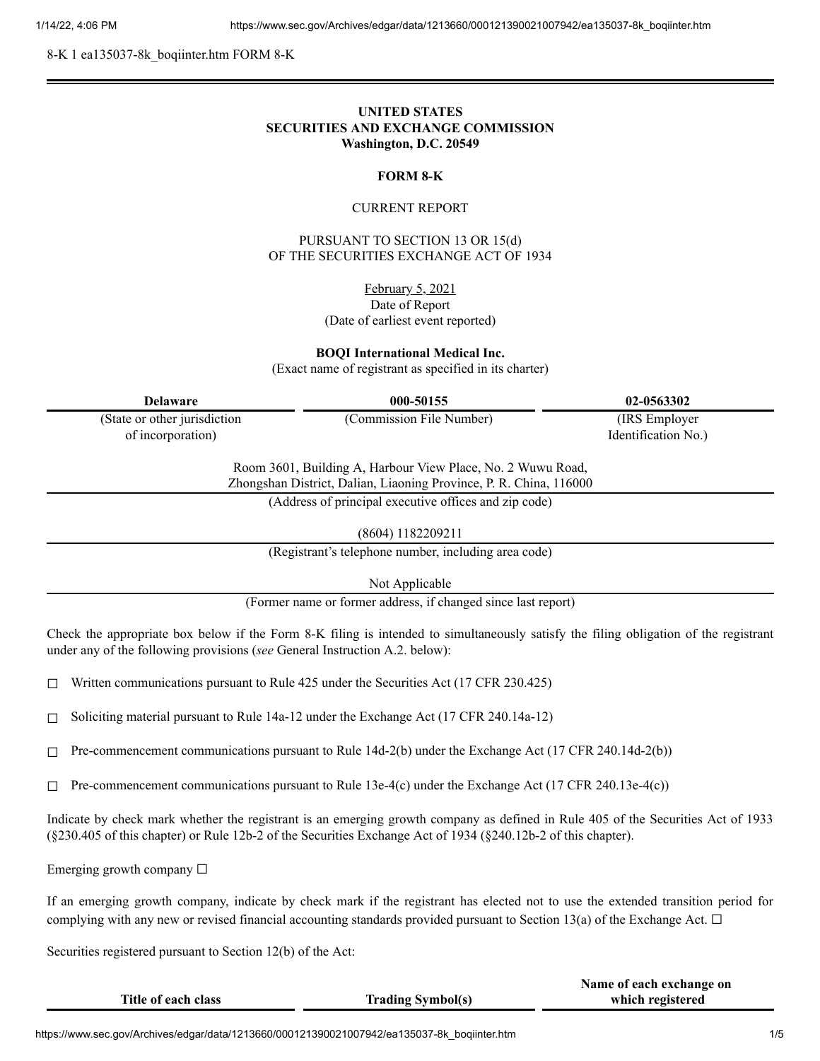8-K 1 ea135037-8k_boqiinter.htm FORM 8-K

**UNITED STATES**
**SECURITIES AND EXCHANGE COMMISSION**
**Washington, D.C. 20549**

**FORM 8-K**

CURRENT REPORT

PURSUANT TO SECTION 13 OR 15(d)
OF THE SECURITIES EXCHANGE ACT OF 1934

February 5, 2021
Date of Report
(Date of earliest event reported)

**BOQI International Medical Inc.**
(Exact name of registrant as specified in its charter)

| **Delaware** | **000-50155** | **02-0563302** |
|---|---|---|
| (State or other jurisdiction of incorporation) | (Commission File Number) | (IRS Employer Identification No.) |

Room 3601, Building A, Harbour View Place, No. 2 Wuwu Road,
Zhongshan District, Dalian, Liaoning Province, P. R. China, 116000
(Address of principal executive offices and zip code)

(8604) 1182209211
(Registrant's telephone number, including area code)

Not Applicable
(Former name or former address, if changed since last report)

Check the appropriate box below if the Form 8-K filing is intended to simultaneously satisfy the filing obligation of the registrant under any of the following provisions (*see* General Instruction A.2. below):

☐ Written communications pursuant to Rule 425 under the Securities Act (17 CFR 230.425)

☐ Soliciting material pursuant to Rule 14a-12 under the Exchange Act (17 CFR 240.14a-12)

☐ Pre-commencement communications pursuant to Rule 14d-2(b) under the Exchange Act (17 CFR 240.14d-2(b))

☐ Pre-commencement communications pursuant to Rule 13e-4(c) under the Exchange Act (17 CFR 240.13e-4(c))

Indicate by check mark whether the registrant is an emerging growth company as defined in Rule 405 of the Securities Act of 1933 (§230.405 of this chapter) or Rule 12b-2 of the Securities Exchange Act of 1934 (§240.12b-2 of this chapter).

Emerging growth company ☐

If an emerging growth company, indicate by check mark if the registrant has elected not to use the extended transition period for complying with any new or revised financial accounting standards provided pursuant to Section 13(a) of the Exchange Act. ☐

Securities registered pursuant to Section 12(b) of the Act:

| **Title of each class** | **Trading Symbol(s)** | **Name of each exchange on which registered** |
|---|---|---|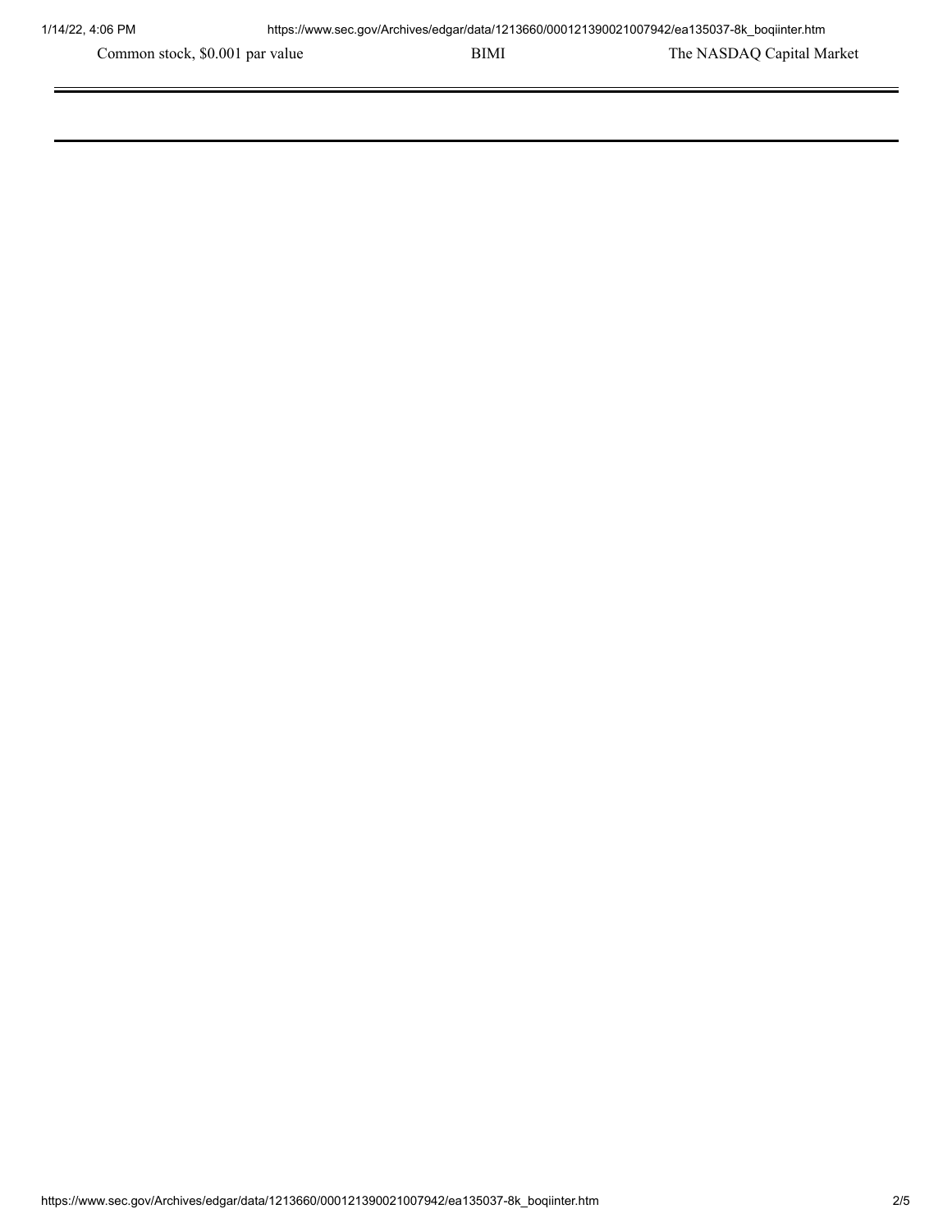| Common stock, $0.001 par value | BIMI | The NASDAQ Capital Market |
| --- | --- | --- |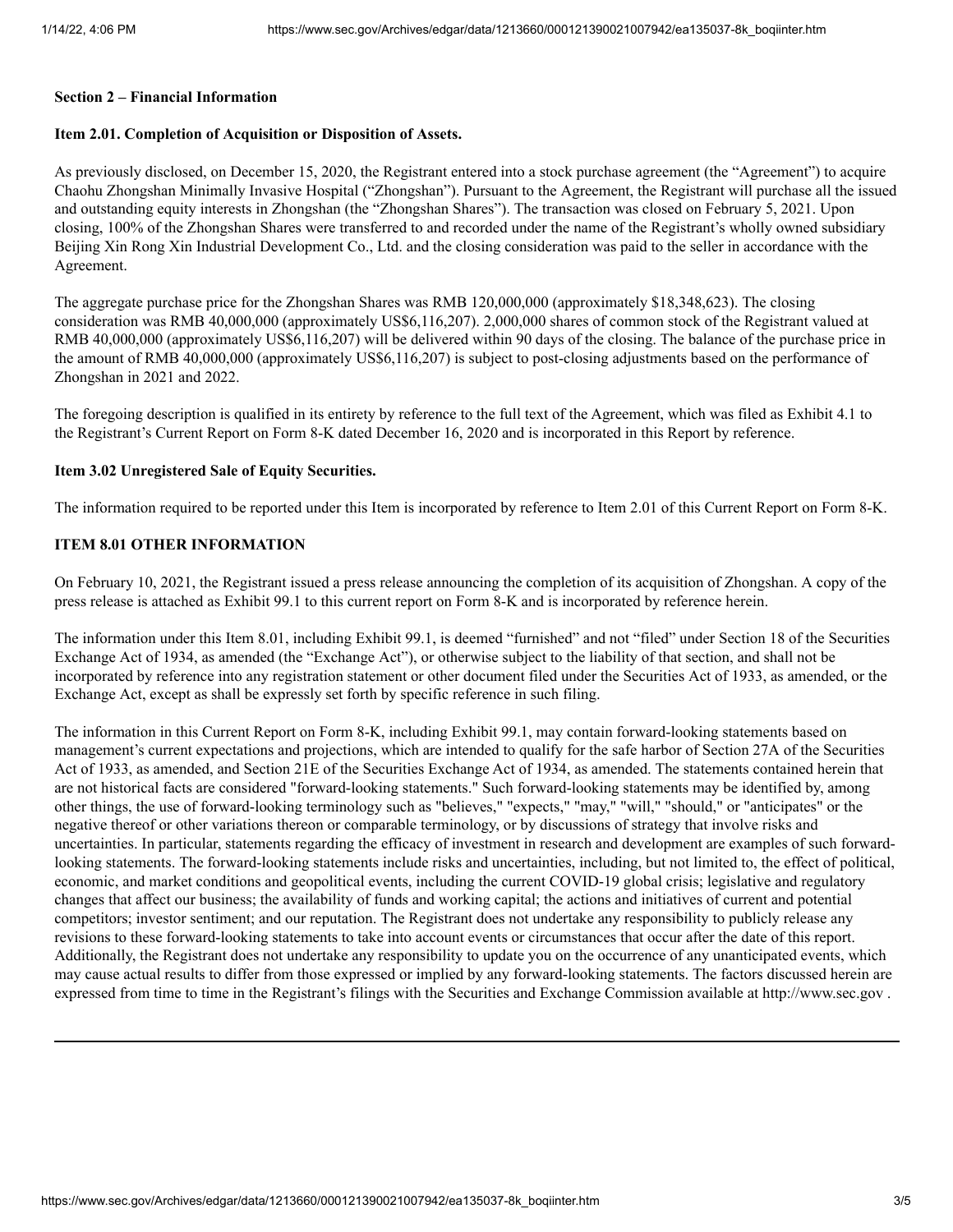**Section 2 – Financial Information**

**Item 2.01. Completion of Acquisition or Disposition of Assets.**

As previously disclosed, on December 15, 2020, the Registrant entered into a stock purchase agreement (the "Agreement") to acquire Chaohu Zhongshan Minimally Invasive Hospital ("Zhongshan"). Pursuant to the Agreement, the Registrant will purchase all the issued and outstanding equity interests in Zhongshan (the "Zhongshan Shares"). The transaction was closed on February 5, 2021. Upon closing, 100% of the Zhongshan Shares were transferred to and recorded under the name of the Registrant's wholly owned subsidiary Beijing Xin Rong Xin Industrial Development Co., Ltd. and the closing consideration was paid to the seller in accordance with the Agreement.

The aggregate purchase price for the Zhongshan Shares was RMB 120,000,000 (approximately $18,348,623). The closing consideration was RMB 40,000,000 (approximately US$6,116,207). 2,000,000 shares of common stock of the Registrant valued at RMB 40,000,000 (approximately US$6,116,207) will be delivered within 90 days of the closing. The balance of the purchase price in the amount of RMB 40,000,000 (approximately US$6,116,207) is subject to post-closing adjustments based on the performance of Zhongshan in 2021 and 2022.

The foregoing description is qualified in its entirety by reference to the full text of the Agreement, which was filed as Exhibit 4.1 to the Registrant's Current Report on Form 8-K dated December 16, 2020 and is incorporated in this Report by reference.

**Item 3.02 Unregistered Sale of Equity Securities.**

The information required to be reported under this Item is incorporated by reference to Item 2.01 of this Current Report on Form 8-K.

**ITEM 8.01 OTHER INFORMATION**

On February 10, 2021, the Registrant issued a press release announcing the completion of its acquisition of Zhongshan. A copy of the press release is attached as Exhibit 99.1 to this current report on Form 8-K and is incorporated by reference herein.

The information under this Item 8.01, including Exhibit 99.1, is deemed "furnished" and not "filed" under Section 18 of the Securities Exchange Act of 1934, as amended (the "Exchange Act"), or otherwise subject to the liability of that section, and shall not be incorporated by reference into any registration statement or other document filed under the Securities Act of 1933, as amended, or the Exchange Act, except as shall be expressly set forth by specific reference in such filing.

The information in this Current Report on Form 8-K, including Exhibit 99.1, may contain forward-looking statements based on management's current expectations and projections, which are intended to qualify for the safe harbor of Section 27A of the Securities Act of 1933, as amended, and Section 21E of the Securities Exchange Act of 1934, as amended. The statements contained herein that are not historical facts are considered "forward-looking statements." Such forward-looking statements may be identified by, among other things, the use of forward-looking terminology such as "believes," "expects," "may," "will," "should," or "anticipates" or the negative thereof or other variations thereon or comparable terminology, or by discussions of strategy that involve risks and uncertainties. In particular, statements regarding the efficacy of investment in research and development are examples of such forward-looking statements. The forward-looking statements include risks and uncertainties, including, but not limited to, the effect of political, economic, and market conditions and geopolitical events, including the current COVID-19 global crisis; legislative and regulatory changes that affect our business; the availability of funds and working capital; the actions and initiatives of current and potential competitors; investor sentiment; and our reputation. The Registrant does not undertake any responsibility to publicly release any revisions to these forward-looking statements to take into account events or circumstances that occur after the date of this report. Additionally, the Registrant does not undertake any responsibility to update you on the occurrence of any unanticipated events, which may cause actual results to differ from those expressed or implied by any forward-looking statements. The factors discussed herein are expressed from time to time in the Registrant's filings with the Securities and Exchange Commission available at http://www.sec.gov .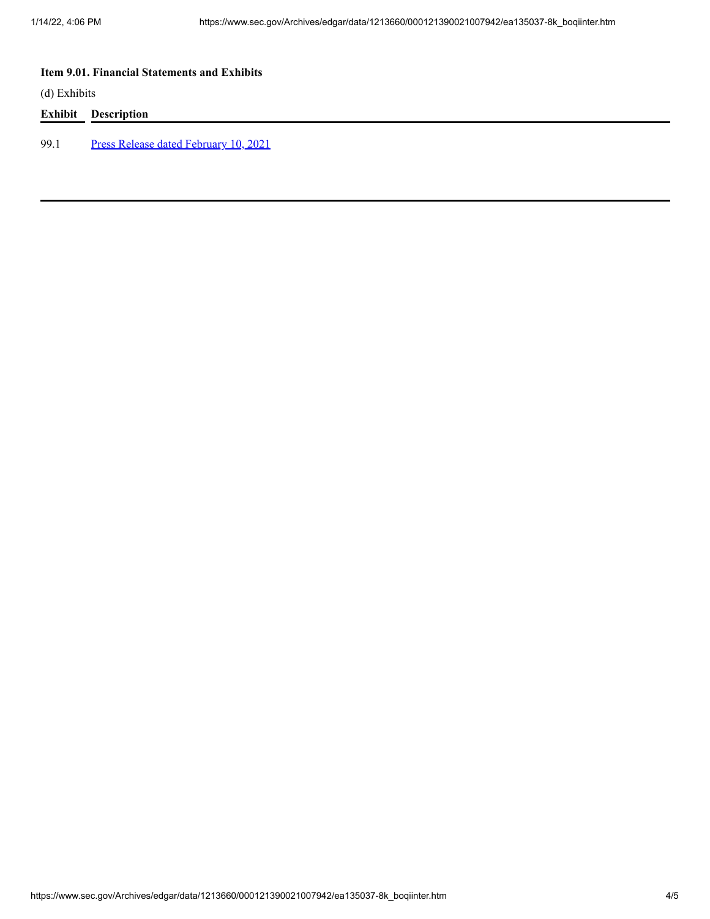**Item 9.01. Financial Statements and Exhibits**

(d) Exhibits

| Exhibit | Description |
| --- | --- |
| 99.1 | Press Release dated February 10, 2021 |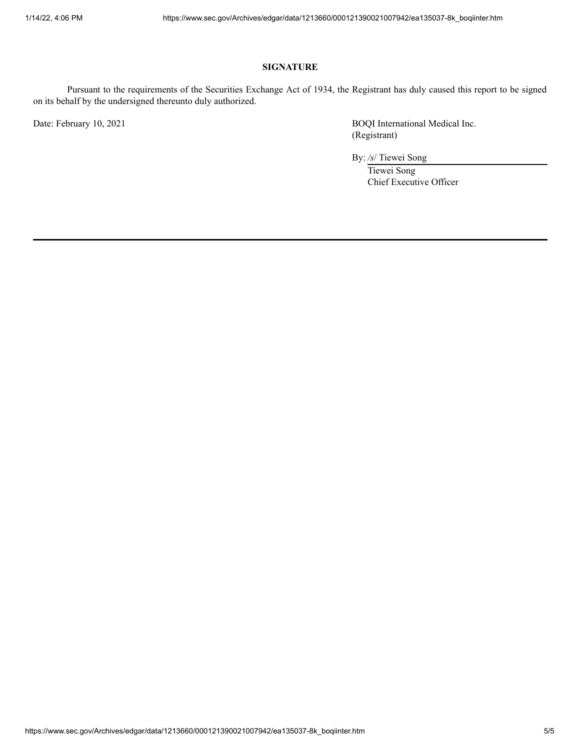**SIGNATURE**

Pursuant to the requirements of the Securities Exchange Act of 1934, the Registrant has duly caused this report to be signed on its behalf by the undersigned thereunto duly authorized.

Date: February 10, 2021

BOQI International Medical Inc.
(Registrant)

By: /s/ Tiewei Song
Tiewei Song
Chief Executive Officer